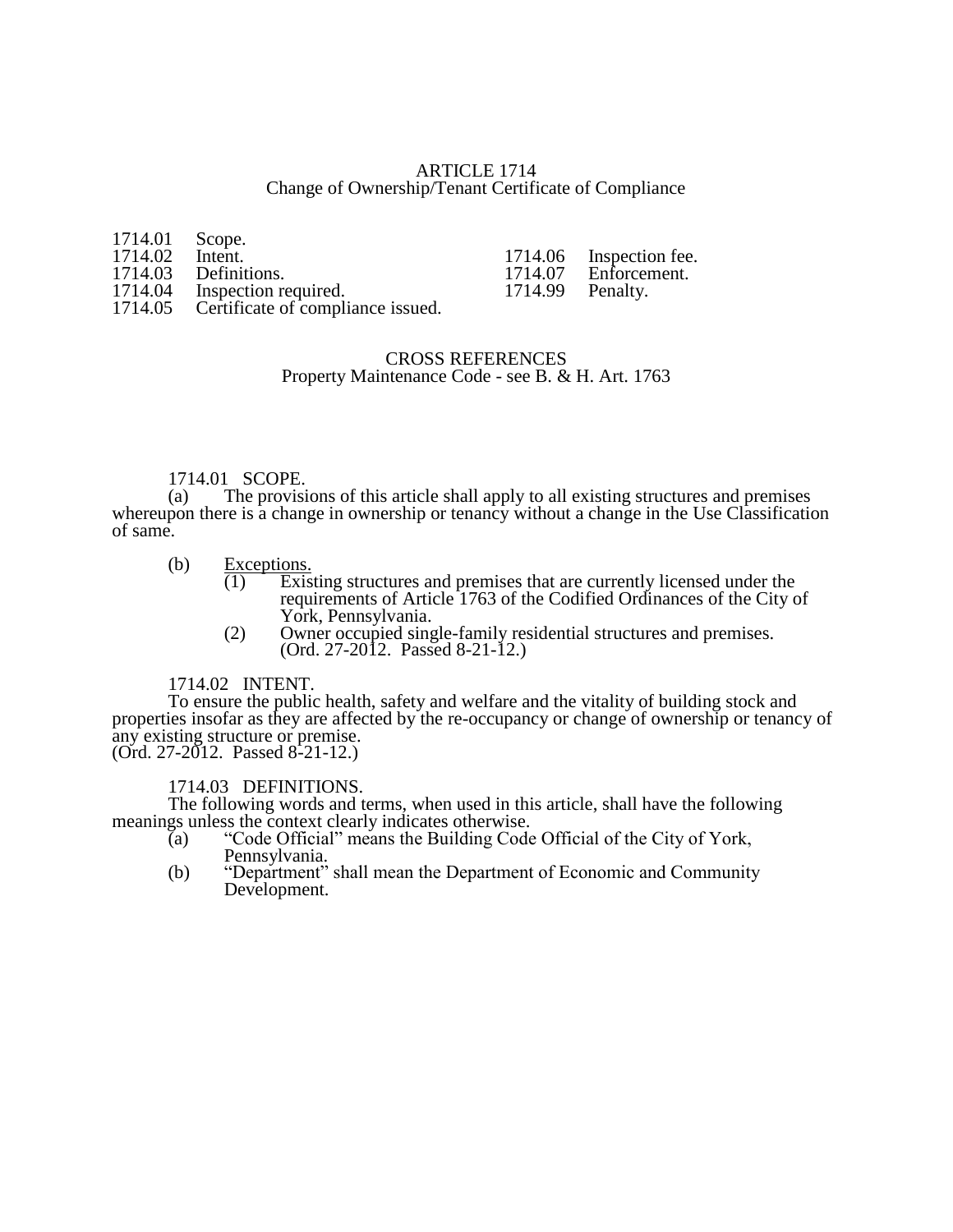# ARTICLE 1714
## Change of Ownership/Tenant Certificate of Compliance

1714.01 Scope.
1714.02 Intent.
1714.03 Definitions.
1714.04 Inspection required.
1714.05 Certificate of compliance issued.
1714.06 Inspection fee.
1714.07 Enforcement.
1714.99 Penalty.

CROSS REFERENCES
Property Maintenance Code - see B. & H. Art. 1763

### 1714.01 SCOPE.

(a) The provisions of this article shall apply to all existing structures and premises whereupon there is a change in ownership or tenancy without a change in the Use Classification of same.

(b) Exceptions.

(1) Existing structures and premises that are currently licensed under the requirements of Article 1763 of the Codified Ordinances of the City of York, Pennsylvania.

(2) Owner occupied single-family residential structures and premises.
(Ord. 27-2012. Passed 8-21-12.)

### 1714.02 INTENT.

To ensure the public health, safety and welfare and the vitality of building stock and properties insofar as they are affected by the re-occupancy or change of ownership or tenancy of any existing structure or premise.
(Ord. 27-2012. Passed 8-21-12.)

### 1714.03 DEFINITIONS.

The following words and terms, when used in this article, shall have the following meanings unless the context clearly indicates otherwise.

(a) "Code Official" means the Building Code Official of the City of York, Pennsylvania.

(b) "Department" shall mean the Department of Economic and Community Development.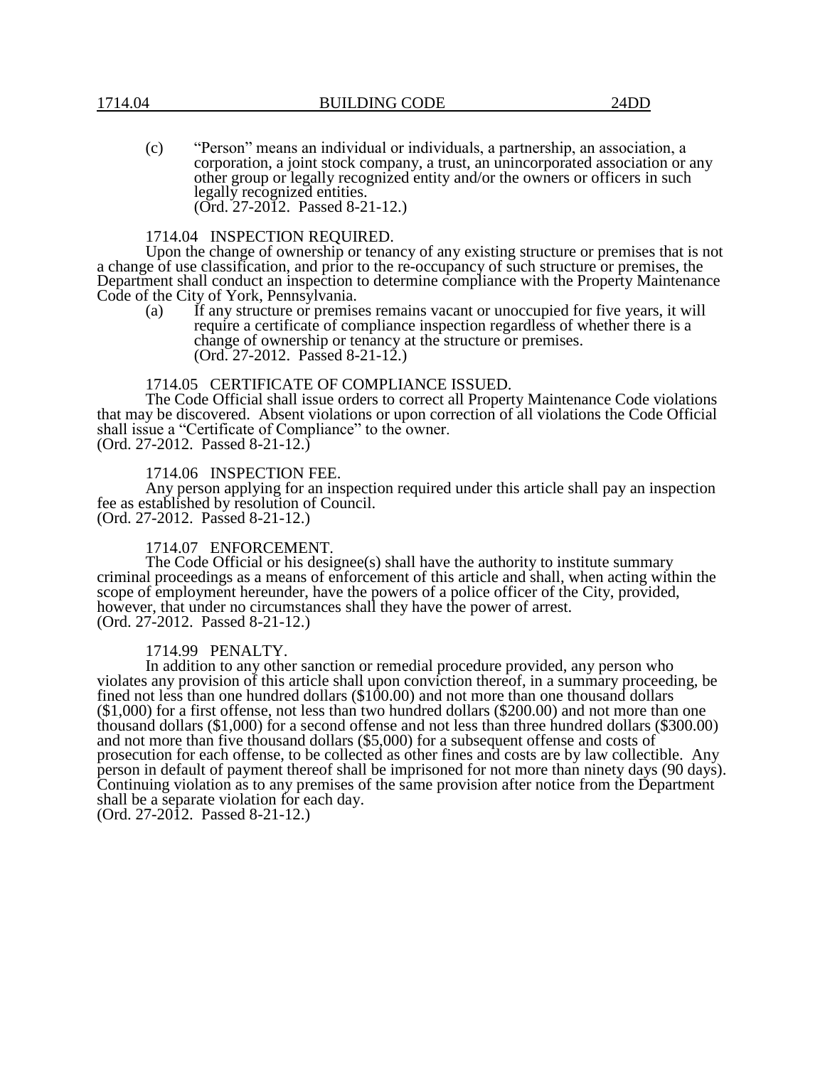(c) "Person" means an individual or individuals, a partnership, an association, a corporation, a joint stock company, a trust, an unincorporated association or any other group or legally recognized entity and/or the owners or officers in such legally recognized entities.
(Ord. 27-2012. Passed 8-21-12.)

## 1714.04 INSPECTION REQUIRED.

Upon the change of ownership or tenancy of any existing structure or premises that is not a change of use classification, and prior to the re-occupancy of such structure or premises, the Department shall conduct an inspection to determine compliance with the Property Maintenance Code of the City of York, Pennsylvania.

(a) If any structure or premises remains vacant or unoccupied for five years, it will require a certificate of compliance inspection regardless of whether there is a change of ownership or tenancy at the structure or premises.
(Ord. 27-2012. Passed 8-21-12.)

## 1714.05 CERTIFICATE OF COMPLIANCE ISSUED.

The Code Official shall issue orders to correct all Property Maintenance Code violations that may be discovered. Absent violations or upon correction of all violations the Code Official shall issue a "Certificate of Compliance" to the owner.
(Ord. 27-2012. Passed 8-21-12.)

## 1714.06 INSPECTION FEE.

Any person applying for an inspection required under this article shall pay an inspection fee as established by resolution of Council.
(Ord. 27-2012. Passed 8-21-12.)

## 1714.07 ENFORCEMENT.

The Code Official or his designee(s) shall have the authority to institute summary criminal proceedings as a means of enforcement of this article and shall, when acting within the scope of employment hereunder, have the powers of a police officer of the City, provided, however, that under no circumstances shall they have the power of arrest.
(Ord. 27-2012. Passed 8-21-12.)

## 1714.99 PENALTY.

In addition to any other sanction or remedial procedure provided, any person who violates any provision of this article shall upon conviction thereof, in a summary proceeding, be fined not less than one hundred dollars ($100.00) and not more than one thousand dollars ($1,000) for a first offense, not less than two hundred dollars ($200.00) and not more than one thousand dollars ($1,000) for a second offense and not less than three hundred dollars ($300.00) and not more than five thousand dollars ($5,000) for a subsequent offense and costs of prosecution for each offense, to be collected as other fines and costs are by law collectible. Any person in default of payment thereof shall be imprisoned for not more than ninety days (90 days). Continuing violation as to any premises of the same provision after notice from the Department shall be a separate violation for each day.
(Ord. 27-2012. Passed 8-21-12.)